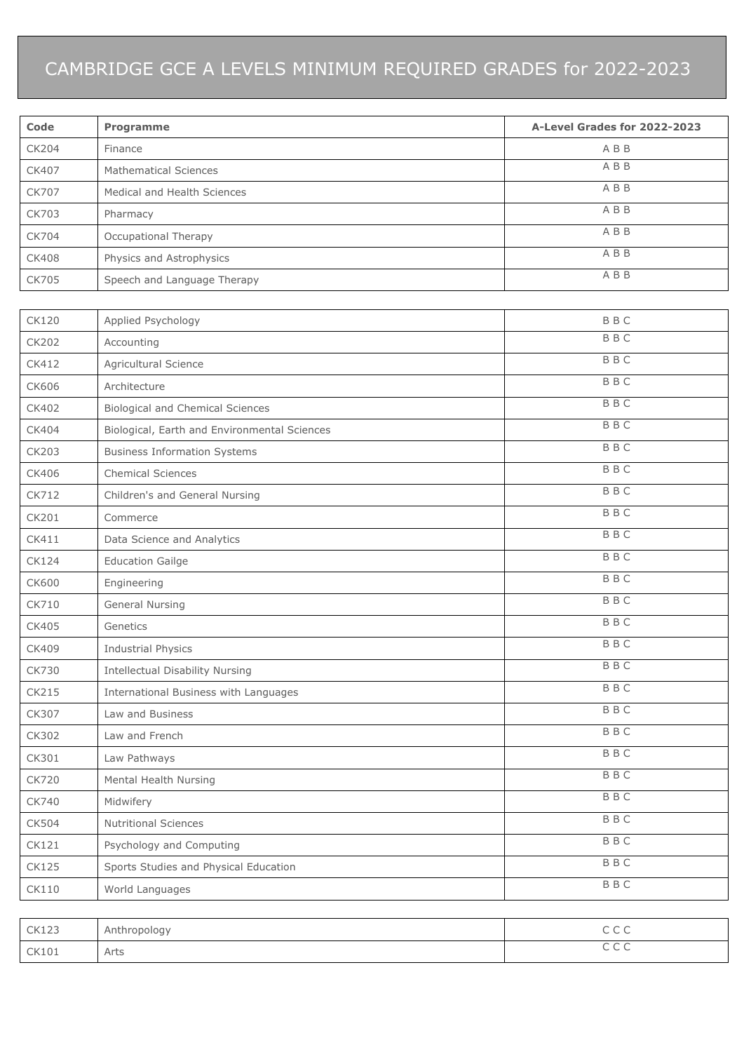# CAMBRIDGE GCE A LEVELS MINIMUM REQUIRED GRADES for 2022-2023

| Code | Programme | A-Level Grades for 2022-2023 |
|---|---|---|
| CK204 | Finance | A B B |
| CK407 | Mathematical Sciences | A B B |
| CK707 | Medical and Health Sciences | A B B |
| CK703 | Pharmacy | A B B |
| CK704 | Occupational Therapy | A B B |
| CK408 | Physics and Astrophysics | A B B |
| CK705 | Speech and Language Therapy | A B B |

| | | |
|---|---|---|
| CK120 | Applied Psychology | B B C |
| CK202 | Accounting | B B C |
| CK412 | Agricultural Science | B B C |
| CK606 | Architecture | B B C |
| CK402 | Biological and Chemical Sciences | B B C |
| CK404 | Biological, Earth and Environmental Sciences | B B C |
| CK203 | Business Information Systems | B B C |
| CK406 | Chemical Sciences | B B C |
| CK712 | Children's and General Nursing | B B C |
| CK201 | Commerce | B B C |
| CK411 | Data Science and Analytics | B B C |
| CK124 | Education Gailge | B B C |
| CK600 | Engineering | B B C |
| CK710 | General Nursing | B B C |
| CK405 | Genetics | B B C |
| CK409 | Industrial Physics | B B C |
| CK730 | Intellectual Disability Nursing | B B C |
| CK215 | International Business with Languages | B B C |
| CK307 | Law and Business | B B C |
| CK302 | Law and French | B B C |
| CK301 | Law Pathways | B B C |
| CK720 | Mental Health Nursing | B B C |
| CK740 | Midwifery | B B C |
| CK504 | Nutritional Sciences | B B C |
| CK121 | Psychology and Computing | B B C |
| CK125 | Sports Studies and Physical Education | B B C |
| CK110 | World Languages | B B C |

| | | |
|---|---|---|
| CK123 | Anthropology | C C C |
| CK101 | Arts | C C C |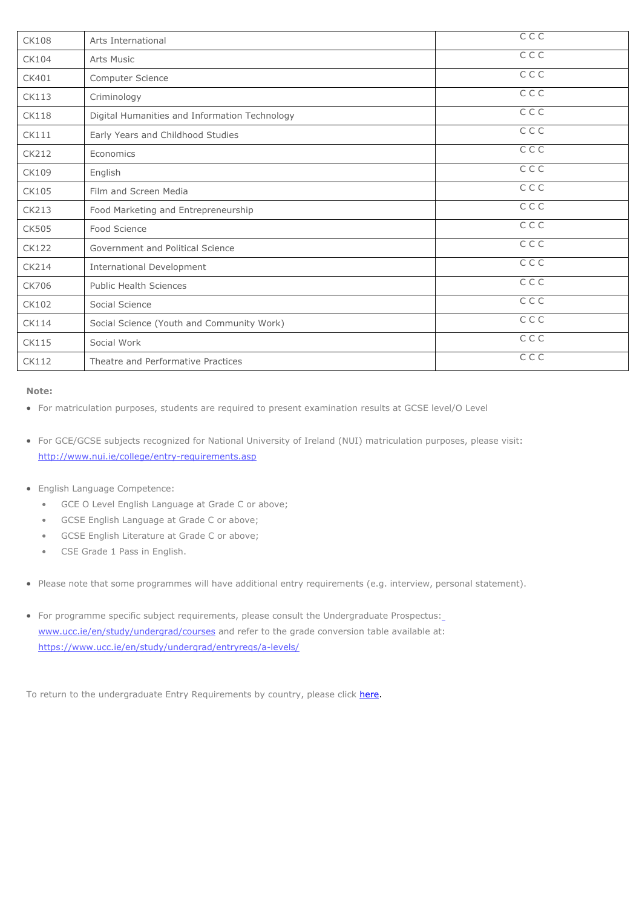| | | |
|---|---|---|
| CK108 | Arts International | C C C |
| CK104 | Arts Music | C C C |
| CK401 | Computer Science | C C C |
| CK113 | Criminology | C C C |
| CK118 | Digital Humanities and Information Technology | C C C |
| CK111 | Early Years and Childhood Studies | C C C |
| CK212 | Economics | C C C |
| CK109 | English | C C C |
| CK105 | Film and Screen Media | C C C |
| CK213 | Food Marketing and Entrepreneurship | C C C |
| CK505 | Food Science | C C C |
| CK122 | Government and Political Science | C C C |
| CK214 | International Development | C C C |
| CK706 | Public Health Sciences | C C C |
| CK102 | Social Science | C C C |
| CK114 | Social Science (Youth and Community Work) | C C C |
| CK115 | Social Work | C C C |
| CK112 | Theatre and Performative Practices | C C C |

**Note:**

- For matriculation purposes, students are required to present examination results at GCSE level/O Level

- For GCE/GCSE subjects recognized for National University of Ireland (NUI) matriculation purposes, please visit: http://www.nui.ie/college/entry-requirements.asp

- English Language Competence:
  - GCE O Level English Language at Grade C or above;
  - GCSE English Language at Grade C or above;
  - GCSE English Literature at Grade C or above;
  - CSE Grade 1 Pass in English.

- Please note that some programmes will have additional entry requirements (e.g. interview, personal statement).

- For programme specific subject requirements, please consult the Undergraduate Prospectus: www.ucc.ie/en/study/undergrad/courses and refer to the grade conversion table available at: https://www.ucc.ie/en/study/undergrad/entryreqs/a-levels/

To return to the undergraduate Entry Requirements by country, please click here.